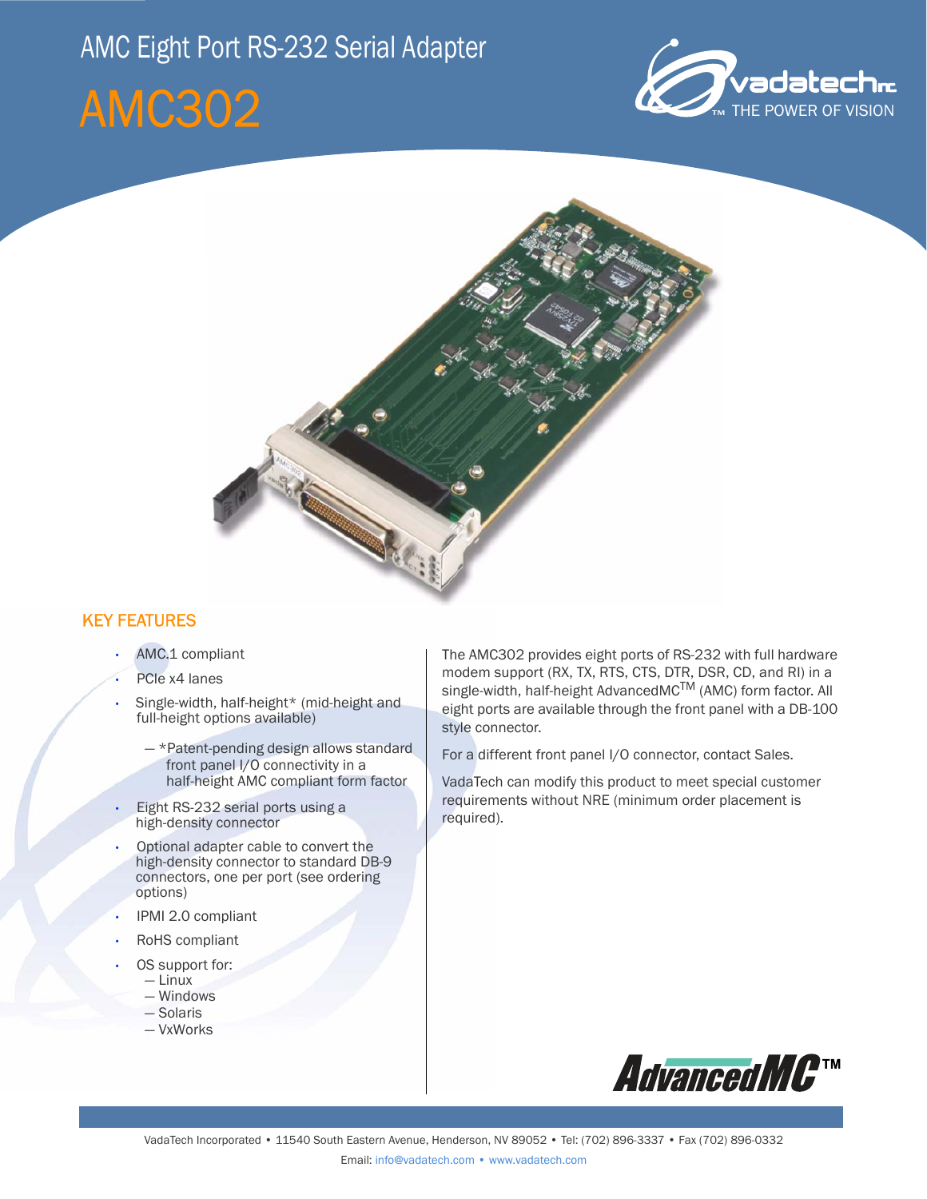# AMC Eight Port RS-232 Serial Adapter

# AMC302

## KEY FEATURES

- AMC.1 compliant
- PCIe x4 lanes
- Single-width, half-height* (mid-height and full-height options available)
  - *Patent-pending design allows standard front panel I/O connectivity in a half-height AMC compliant form factor
- Eight RS-232 serial ports using a high-density connector
- Optional adapter cable to convert the high-density connector to standard DB-9 connectors, one per port (see ordering options)
- IPMI 2.0 compliant
- RoHS compliant
- OS support for:
  - Linux
  - Windows
  - Solaris
  - VxWorks

The AMC302 provides eight ports of RS-232 with full hardware modem support (RX, TX, RTS, CTS, DTR, DSR, CD, and RI) in a single-width, half-height AdvancedMC™ (AMC) form factor. All eight ports are available through the front panel with a DB-100 style connector.

For a different front panel I/O connector, contact Sales.

VadaTech can modify this product to meet special customer requirements without NRE (minimum order placement is required).

VadaTech Incorporated • 11540 South Eastern Avenue, Henderson, NV 89052 • Tel: (702) 896-3337 • Fax (702) 896-0332
Email: info@vadatech.com • www.vadatech.com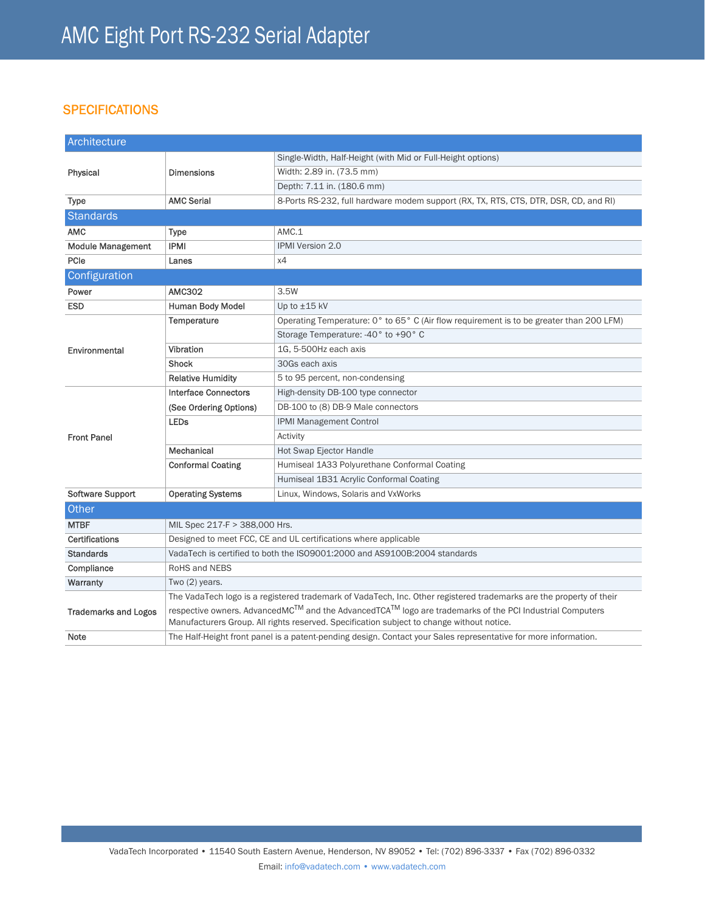# AMC Eight Port RS-232 Serial Adapter

## SPECIFICATIONS

| Architecture | | |
|---|---|---|
| Physical | Dimensions | Single-Width, Half-Height (with Mid or Full-Height options) |
| | | Width: 2.89 in. (73.5 mm) |
| | | Depth: 7.11 in. (180.6 mm) |
| Type | AMC Serial | 8-Ports RS-232, full hardware modem support (RX, TX, RTS, CTS, DTR, DSR, CD, and RI) |
| **Standards** | | |
| AMC | Type | AMC.1 |
| Module Management | IPMI | IPMI Version 2.0 |
| PCIe | Lanes | x4 |
| **Configuration** | | |
| Power | AMC302 | 3.5W |
| ESD | Human Body Model | Up to ±15 kV |
| Environmental | Temperature | Operating Temperature: 0° to 65° C (Air flow requirement is to be greater than 200 LFM) |
| | | Storage Temperature: -40° to +90° C |
| | Vibration | 1G, 5-500Hz each axis |
| | Shock | 30Gs each axis |
| | Relative Humidity | 5 to 95 percent, non-condensing |
| Front Panel | Interface Connectors | High-density DB-100 type connector |
| | (See Ordering Options) | DB-100 to (8) DB-9 Male connectors |
| | LEDs | IPMI Management Control |
| | | Activity |
| | Mechanical | Hot Swap Ejector Handle |
| | Conformal Coating | Humiseal 1A33 Polyurethane Conformal Coating |
| | | Humiseal 1B31 Acrylic Conformal Coating |
| Software Support | Operating Systems | Linux, Windows, Solaris and VxWorks |
| **Other** | | |
| MTBF | MIL Spec 217-F > 388,000 Hrs. | |
| Certifications | Designed to meet FCC, CE and UL certifications where applicable | |
| Standards | VadaTech is certified to both the ISO9001:2000 and AS9100B:2004 standards | |
| Compliance | RoHS and NEBS | |
| Warranty | Two (2) years. | |
| Trademarks and Logos | The VadaTech logo is a registered trademark of VadaTech, Inc. Other registered trademarks are the property of their respective owners. AdvancedMC™ and the AdvancedTCA™ logo are trademarks of the PCI Industrial Computers Manufacturers Group. All rights reserved. Specification subject to change without notice. | |
| Note | The Half-Height front panel is a patent-pending design. Contact your Sales representative for more information. | |

VadaTech Incorporated • 11540 South Eastern Avenue, Henderson, NV 89052 • Tel: (702) 896-3337 • Fax (702) 896-0332
Email: info@vadatech.com • www.vadatech.com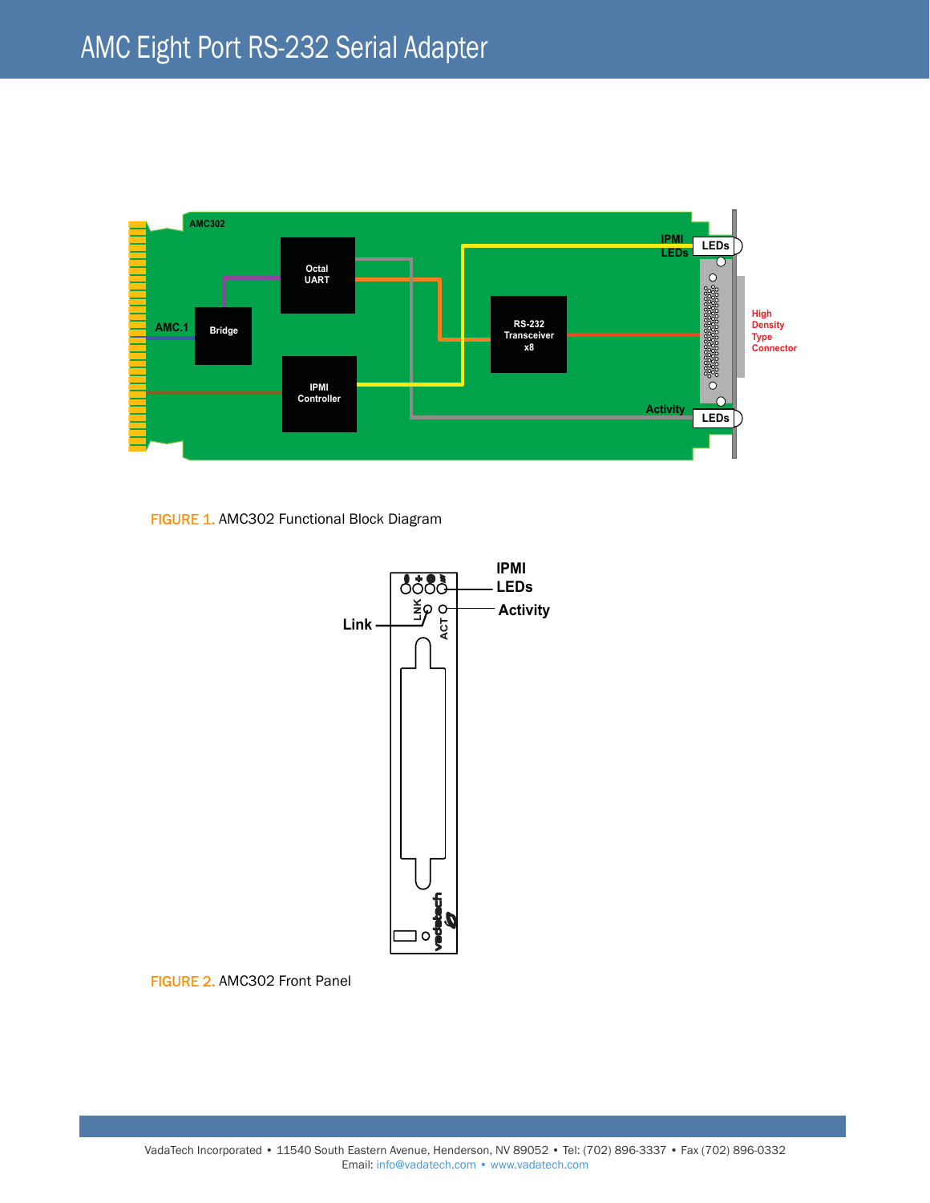# AMC Eight Port RS-232 Serial Adapter

FIGURE 1. AMC302 Functional Block Diagram

FIGURE 2. AMC302 Front Panel

VadaTech Incorporated • 11540 South Eastern Avenue, Henderson, NV 89052 • Tel: (702) 896-3337 • Fax (702) 896-0332
Email: info@vadatech.com • www.vadatech.com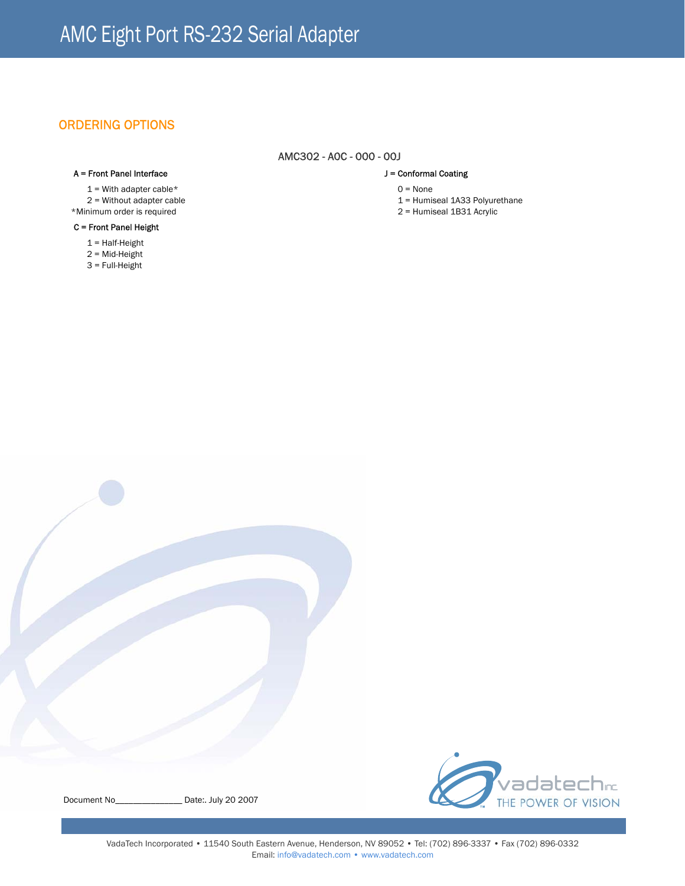# AMC Eight Port RS-232 Serial Adapter

## ORDERING OPTIONS

AMC302 - A0C - 000 - 00J

**A = Front Panel Interface**

- 1 = With adapter cable*
- 2 = Without adapter cable

*Minimum order is required

**C = Front Panel Height**

- 1 = Half-Height
- 2 = Mid-Height
- 3 = Full-Height

**J = Conformal Coating**

- 0 = None
- 1 = Humiseal 1A33 Polyurethane
- 2 = Humiseal 1B31 Acrylic

Document No_______________ Date:. July 20 2007

vadatech inc THE POWER OF VISION

VadaTech Incorporated • 11540 South Eastern Avenue, Henderson, NV 89052 • Tel: (702) 896-3337 • Fax (702) 896-0332
Email: info@vadatech.com • www.vadatech.com